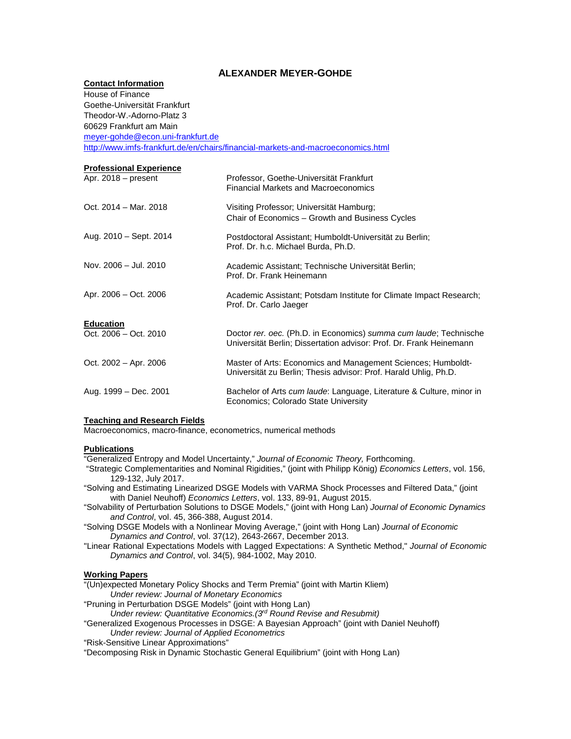# ALEXANDER MEYER-GOHDE

## Contact Information

House of Finance
Goethe-Universität Frankfurt
Theodor-W.-Adorno-Platz 3
60629 Frankfurt am Main
meyer-gohde@econ.uni-frankfurt.de
http://www.imfs-frankfurt.de/en/chairs/financial-markets-and-macroeconomics.html

## Professional Experience

| | |
|---|---|
| Apr. 2018 – present | Professor, Goethe-Universität Frankfurt<br>Financial Markets and Macroeconomics |
| Oct. 2014 – Mar. 2018 | Visiting Professor; Universität Hamburg;<br>Chair of Economics – Growth and Business Cycles |
| Aug. 2010 – Sept. 2014 | Postdoctoral Assistant; Humboldt-Universität zu Berlin;<br>Prof. Dr. h.c. Michael Burda, Ph.D. |
| Nov. 2006 – Jul. 2010 | Academic Assistant; Technische Universität Berlin;<br>Prof. Dr. Frank Heinemann |
| Apr. 2006 – Oct. 2006 | Academic Assistant; Potsdam Institute for Climate Impact Research;<br>Prof. Dr. Carlo Jaeger |

## Education

| | |
|---|---|
| Oct. 2006 – Oct. 2010 | Doctor *rer. oec.* (Ph.D. in Economics) *summa cum laude*; Technische Universität Berlin; Dissertation advisor: Prof. Dr. Frank Heinemann |
| Oct. 2002 – Apr. 2006 | Master of Arts: Economics and Management Sciences; Humboldt-Universität zu Berlin; Thesis advisor: Prof. Harald Uhlig, Ph.D. |
| Aug. 1999 – Dec. 2001 | Bachelor of Arts *cum laude*: Language, Literature & Culture, minor in Economics; Colorado State University |

## Teaching and Research Fields

Macroeconomics, macro-finance, econometrics, numerical methods

## Publications

"Generalized Entropy and Model Uncertainty," *Journal of Economic Theory,* Forthcoming.

"Strategic Complementarities and Nominal Rigidities," (joint with Philipp König) *Economics Letters*, vol. 156, 129-132, July 2017.

"Solving and Estimating Linearized DSGE Models with VARMA Shock Processes and Filtered Data," (joint with Daniel Neuhoff) *Economics Letters*, vol. 133, 89-91, August 2015.

"Solvability of Perturbation Solutions to DSGE Models," (joint with Hong Lan) *Journal of Economic Dynamics and Control*, vol. 45, 366-388, August 2014.

"Solving DSGE Models with a Nonlinear Moving Average," (joint with Hong Lan) *Journal of Economic Dynamics and Control*, vol. 37(12), 2643-2667, December 2013.

"Linear Rational Expectations Models with Lagged Expectations: A Synthetic Method," *Journal of Economic Dynamics and Control*, vol. 34(5), 984-1002, May 2010.

## Working Papers

"(Un)expected Monetary Policy Shocks and Term Premia" (joint with Martin Kliem)
*Under review: Journal of Monetary Economics*

"Pruning in Perturbation DSGE Models" (joint with Hong Lan)
*Under review: Quantitative Economics.(3rd Round Revise and Resubmit)*

"Generalized Exogenous Processes in DSGE: A Bayesian Approach" (joint with Daniel Neuhoff)
*Under review: Journal of Applied Econometrics*

"Risk-Sensitive Linear Approximations"

"Decomposing Risk in Dynamic Stochastic General Equilibrium" (joint with Hong Lan)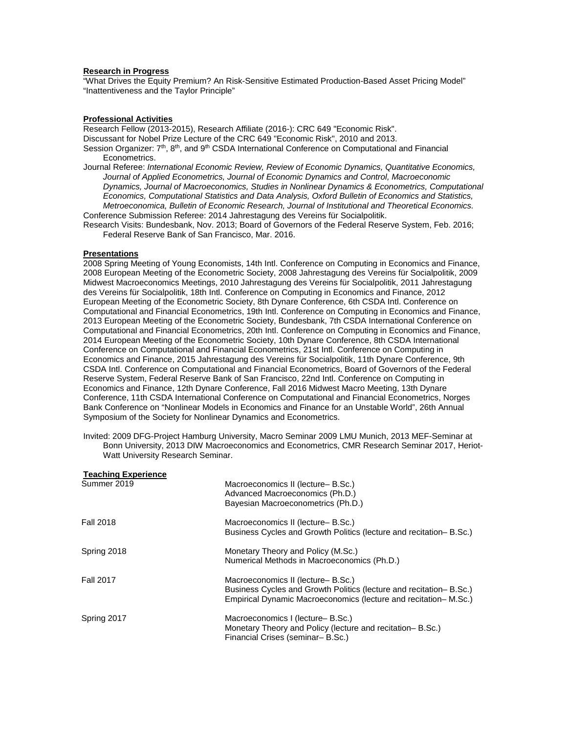**Research in Progress**

"What Drives the Equity Premium? An Risk-Sensitive Estimated Production-Based Asset Pricing Model"
"Inattentiveness and the Taylor Principle"

**Professional Activities**

Research Fellow (2013-2015), Research Affiliate (2016-): CRC 649 "Economic Risk".
Discussant for Nobel Prize Lecture of the CRC 649 "Economic Risk", 2010 and 2013.
Session Organizer: 7th, 8th, and 9th CSDA International Conference on Computational and Financial Econometrics.
Journal Referee: *International Economic Review, Review of Economic Dynamics, Quantitative Economics, Journal of Applied Econometrics, Journal of Economic Dynamics and Control, Macroeconomic Dynamics, Journal of Macroeconomics, Studies in Nonlinear Dynamics & Econometrics, Computational Economics, Computational Statistics and Data Analysis, Oxford Bulletin of Economics and Statistics, Metroeconomica, Bulletin of Economic Research, Journal of Institutional and Theoretical Economics.*
Conference Submission Referee: 2014 Jahrestagung des Vereins für Socialpolitik.
Research Visits: Bundesbank, Nov. 2013; Board of Governors of the Federal Reserve System, Feb. 2016; Federal Reserve Bank of San Francisco, Mar. 2016.

**Presentations**

2008 Spring Meeting of Young Economists, 14th Intl. Conference on Computing in Economics and Finance, 2008 European Meeting of the Econometric Society, 2008 Jahrestagung des Vereins für Socialpolitik, 2009 Midwest Macroeconomics Meetings, 2010 Jahrestagung des Vereins für Socialpolitik, 2011 Jahrestagung des Vereins für Socialpolitik, 18th Intl. Conference on Computing in Economics and Finance, 2012 European Meeting of the Econometric Society, 8th Dynare Conference, 6th CSDA Intl. Conference on Computational and Financial Econometrics, 19th Intl. Conference on Computing in Economics and Finance, 2013 European Meeting of the Econometric Society, Bundesbank, 7th CSDA International Conference on Computational and Financial Econometrics, 20th Intl. Conference on Computing in Economics and Finance, 2014 European Meeting of the Econometric Society, 10th Dynare Conference, 8th CSDA International Conference on Computational and Financial Econometrics, 21st Intl. Conference on Computing in Economics and Finance, 2015 Jahrestagung des Vereins für Socialpolitik, 11th Dynare Conference, 9th CSDA Intl. Conference on Computational and Financial Econometrics, Board of Governors of the Federal Reserve System, Federal Reserve Bank of San Francisco, 22nd Intl. Conference on Computing in Economics and Finance, 12th Dynare Conference, Fall 2016 Midwest Macro Meeting, 13th Dynare Conference, 11th CSDA International Conference on Computational and Financial Econometrics, Norges Bank Conference on "Nonlinear Models in Economics and Finance for an Unstable World", 26th Annual Symposium of the Society for Nonlinear Dynamics and Econometrics.

Invited: 2009 DFG-Project Hamburg University, Macro Seminar 2009 LMU Munich, 2013 MEF-Seminar at Bonn University, 2013 DIW Macroeconomics and Econometrics, CMR Research Seminar 2017, Heriot-Watt University Research Seminar.

**Teaching Experience**

| | |
|---|---|
| Summer 2019 | Macroeconomics II (lecture– B.Sc.)<br>Advanced Macroeconomics (Ph.D.)<br>Bayesian Macroeconometrics (Ph.D.) |
| Fall 2018 | Macroeconomics II (lecture– B.Sc.)<br>Business Cycles and Growth Politics (lecture and recitation– B.Sc.) |
| Spring 2018 | Monetary Theory and Policy (M.Sc.)<br>Numerical Methods in Macroeconomics (Ph.D.) |
| Fall 2017 | Macroeconomics II (lecture– B.Sc.)<br>Business Cycles and Growth Politics (lecture and recitation– B.Sc.)<br>Empirical Dynamic Macroeconomics (lecture and recitation– M.Sc.) |
| Spring 2017 | Macroeconomics I (lecture– B.Sc.)<br>Monetary Theory and Policy (lecture and recitation– B.Sc.)<br>Financial Crises (seminar– B.Sc.) |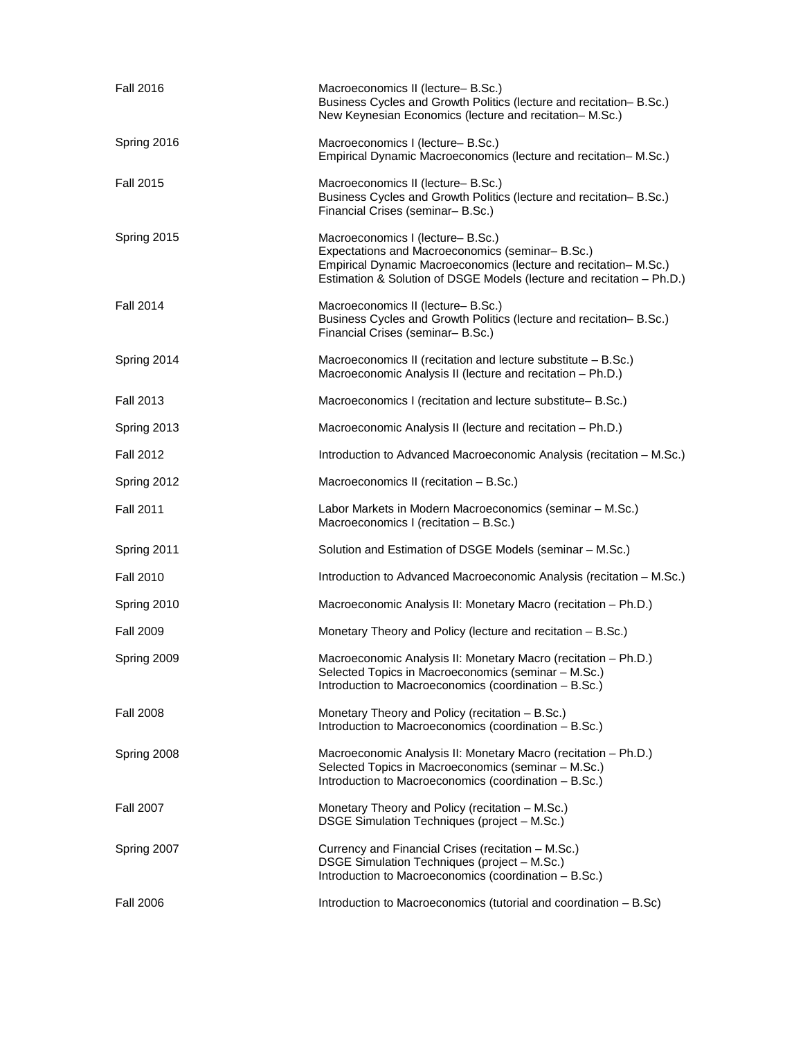| | |
|---|---|
| Fall 2016 | Macroeconomics II (lecture– B.Sc.)<br>Business Cycles and Growth Politics (lecture and recitation– B.Sc.)<br>New Keynesian Economics (lecture and recitation– M.Sc.) |
| Spring 2016 | Macroeconomics I (lecture– B.Sc.)<br>Empirical Dynamic Macroeconomics (lecture and recitation– M.Sc.) |
| Fall 2015 | Macroeconomics II (lecture– B.Sc.)<br>Business Cycles and Growth Politics (lecture and recitation– B.Sc.)<br>Financial Crises (seminar– B.Sc.) |
| Spring 2015 | Macroeconomics I (lecture– B.Sc.)<br>Expectations and Macroeconomics (seminar– B.Sc.)<br>Empirical Dynamic Macroeconomics (lecture and recitation– M.Sc.)<br>Estimation & Solution of DSGE Models (lecture and recitation – Ph.D.) |
| Fall 2014 | Macroeconomics II (lecture– B.Sc.)<br>Business Cycles and Growth Politics (lecture and recitation– B.Sc.)<br>Financial Crises (seminar– B.Sc.) |
| Spring 2014 | Macroeconomics II (recitation and lecture substitute – B.Sc.)<br>Macroeconomic Analysis II (lecture and recitation – Ph.D.) |
| Fall 2013 | Macroeconomics I (recitation and lecture substitute– B.Sc.) |
| Spring 2013 | Macroeconomic Analysis II (lecture and recitation – Ph.D.) |
| Fall 2012 | Introduction to Advanced Macroeconomic Analysis (recitation – M.Sc.) |
| Spring 2012 | Macroeconomics II (recitation – B.Sc.) |
| Fall 2011 | Labor Markets in Modern Macroeconomics (seminar – M.Sc.)<br>Macroeconomics I (recitation – B.Sc.) |
| Spring 2011 | Solution and Estimation of DSGE Models (seminar – M.Sc.) |
| Fall 2010 | Introduction to Advanced Macroeconomic Analysis (recitation – M.Sc.) |
| Spring 2010 | Macroeconomic Analysis II: Monetary Macro (recitation – Ph.D.) |
| Fall 2009 | Monetary Theory and Policy (lecture and recitation – B.Sc.) |
| Spring 2009 | Macroeconomic Analysis II: Monetary Macro (recitation – Ph.D.)<br>Selected Topics in Macroeconomics (seminar – M.Sc.)<br>Introduction to Macroeconomics (coordination – B.Sc.) |
| Fall 2008 | Monetary Theory and Policy (recitation – B.Sc.)<br>Introduction to Macroeconomics (coordination – B.Sc.) |
| Spring 2008 | Macroeconomic Analysis II: Monetary Macro (recitation – Ph.D.)<br>Selected Topics in Macroeconomics (seminar – M.Sc.)<br>Introduction to Macroeconomics (coordination – B.Sc.) |
| Fall 2007 | Monetary Theory and Policy (recitation – M.Sc.)<br>DSGE Simulation Techniques (project – M.Sc.) |
| Spring 2007 | Currency and Financial Crises (recitation – M.Sc.)<br>DSGE Simulation Techniques (project – M.Sc.)<br>Introduction to Macroeconomics (coordination – B.Sc.) |
| Fall 2006 | Introduction to Macroeconomics (tutorial and coordination – B.Sc) |